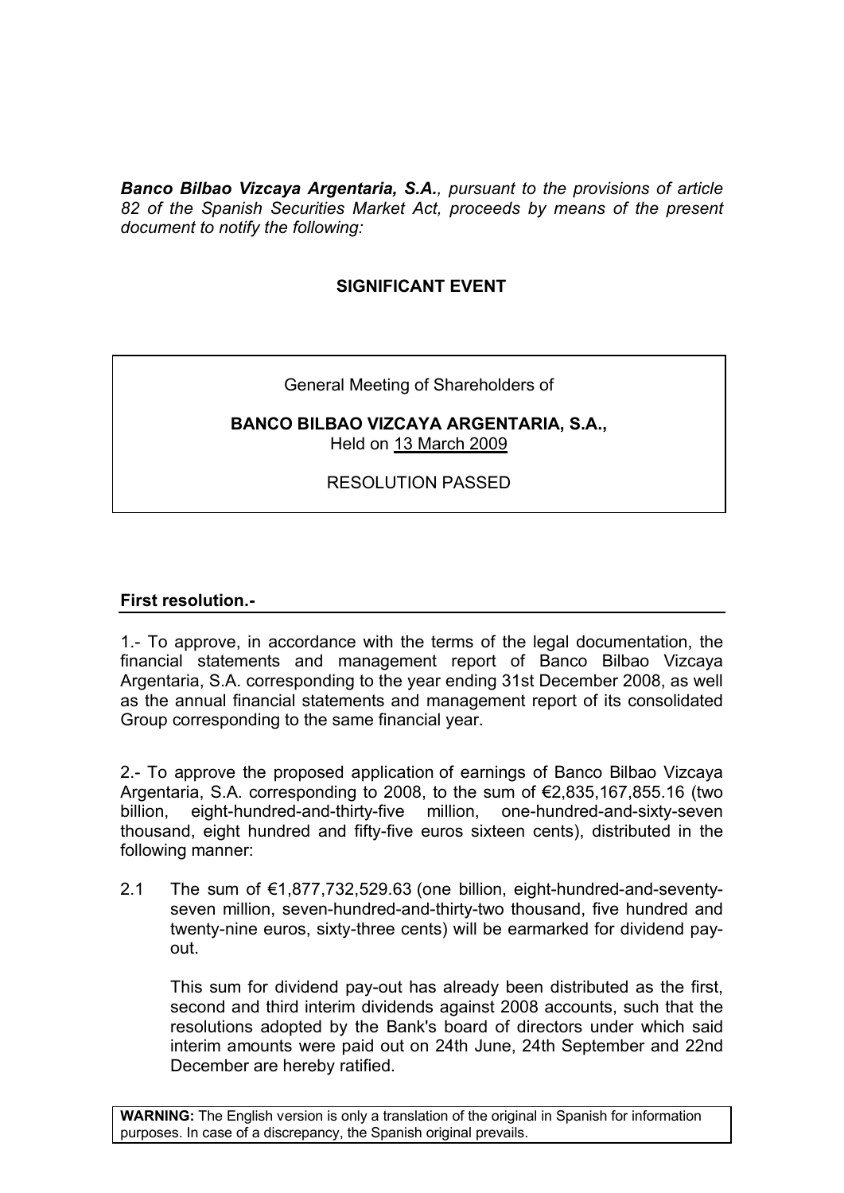***Banco Bilbao Vizcaya Argentaria, S.A.**, pursuant to the provisions of article 82 of the Spanish Securities Market Act, proceeds by means of the present document to notify the following:*

**SIGNIFICANT EVENT**

General Meeting of Shareholders of

**BANCO BILBAO VIZCAYA ARGENTARIA, S.A.,**
Held on 13 March 2009

RESOLUTION PASSED

**First resolution.-**

1.- To approve, in accordance with the terms of the legal documentation, the financial statements and management report of Banco Bilbao Vizcaya Argentaria, S.A. corresponding to the year ending 31st December 2008, as well as the annual financial statements and management report of its consolidated Group corresponding to the same financial year.

2.- To approve the proposed application of earnings of Banco Bilbao Vizcaya Argentaria, S.A. corresponding to 2008, to the sum of €2,835,167,855.16 (two billion, eight-hundred-and-thirty-five million, one-hundred-and-sixty-seven thousand, eight hundred and fifty-five euros sixteen cents), distributed in the following manner:

2.1 The sum of €1,877,732,529.63 (one billion, eight-hundred-and-seventy-seven million, seven-hundred-and-thirty-two thousand, five hundred and twenty-nine euros, sixty-three cents) will be earmarked for dividend pay-out.

This sum for dividend pay-out has already been distributed as the first, second and third interim dividends against 2008 accounts, such that the resolutions adopted by the Bank's board of directors under which said interim amounts were paid out on 24th June, 24th September and 22nd December are hereby ratified.

**WARNING:** The English version is only a translation of the original in Spanish for information purposes. In case of a discrepancy, the Spanish original prevails.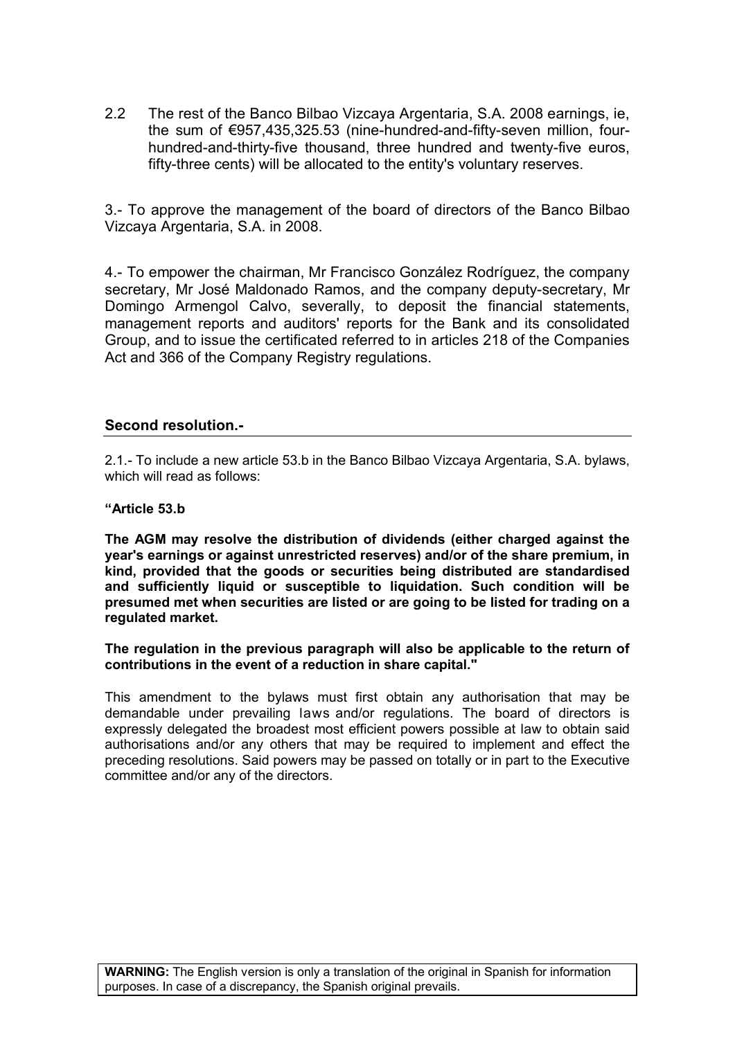2.2 The rest of the Banco Bilbao Vizcaya Argentaria, S.A. 2008 earnings, ie, the sum of €957,435,325.53 (nine-hundred-and-fifty-seven million, four-hundred-and-thirty-five thousand, three hundred and twenty-five euros, fifty-three cents) will be allocated to the entity's voluntary reserves.

3.- To approve the management of the board of directors of the Banco Bilbao Vizcaya Argentaria, S.A. in 2008.

4.- To empower the chairman, Mr Francisco González Rodríguez, the company secretary, Mr José Maldonado Ramos, and the company deputy-secretary, Mr Domingo Armengol Calvo, severally, to deposit the financial statements, management reports and auditors' reports for the Bank and its consolidated Group, and to issue the certificated referred to in articles 218 of the Companies Act and 366 of the Company Registry regulations.

## Second resolution.-

2.1.- To include a new article 53.b in the Banco Bilbao Vizcaya Argentaria, S.A. bylaws, which will read as follows:

**"Article 53.b**

**The AGM may resolve the distribution of dividends (either charged against the year's earnings or against unrestricted reserves) and/or of the share premium, in kind, provided that the goods or securities being distributed are standardised and sufficiently liquid or susceptible to liquidation. Such condition will be presumed met when securities are listed or are going to be listed for trading on a regulated market.**

**The regulation in the previous paragraph will also be applicable to the return of contributions in the event of a reduction in share capital."**

This amendment to the bylaws must first obtain any authorisation that may be demandable under prevailing laws and/or regulations. The board of directors is expressly delegated the broadest most efficient powers possible at law to obtain said authorisations and/or any others that may be required to implement and effect the preceding resolutions. Said powers may be passed on totally or in part to the Executive committee and/or any of the directors.

**WARNING:** The English version is only a translation of the original in Spanish for information purposes. In case of a discrepancy, the Spanish original prevails.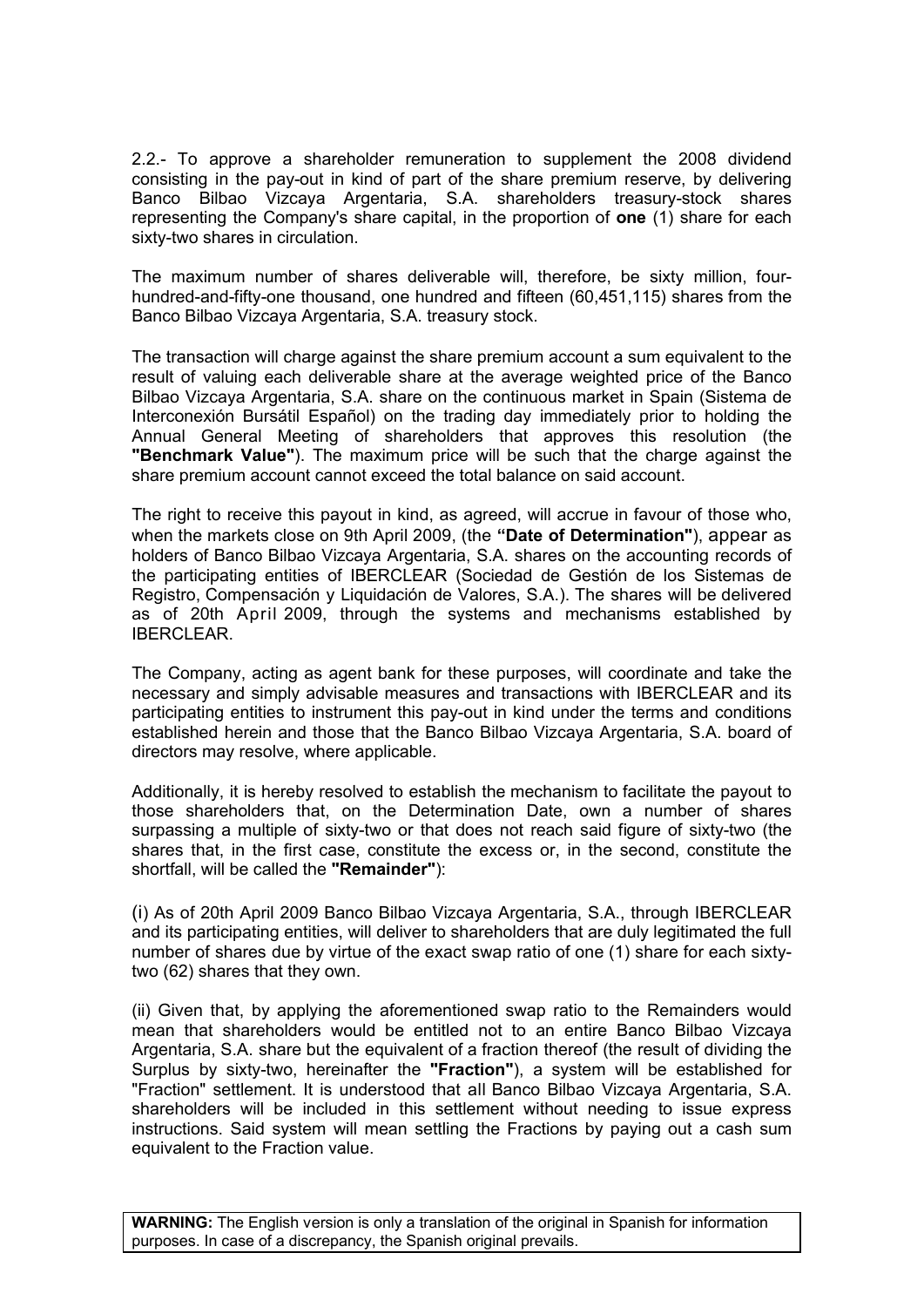2.2.- To approve a shareholder remuneration to supplement the 2008 dividend consisting in the pay-out in kind of part of the share premium reserve, by delivering Banco Bilbao Vizcaya Argentaria, S.A. shareholders treasury-stock shares representing the Company's share capital, in the proportion of **one** (1) share for each sixty-two shares in circulation.

The maximum number of shares deliverable will, therefore, be sixty million, four-hundred-and-fifty-one thousand, one hundred and fifteen (60,451,115) shares from the Banco Bilbao Vizcaya Argentaria, S.A. treasury stock.

The transaction will charge against the share premium account a sum equivalent to the result of valuing each deliverable share at the average weighted price of the Banco Bilbao Vizcaya Argentaria, S.A. share on the continuous market in Spain (Sistema de Interconexión Bursátil Español) on the trading day immediately prior to holding the Annual General Meeting of shareholders that approves this resolution (the **"Benchmark Value"**). The maximum price will be such that the charge against the share premium account cannot exceed the total balance on said account.

The right to receive this payout in kind, as agreed, will accrue in favour of those who, when the markets close on 9th April 2009, (the **"Date of Determination"**), appear as holders of Banco Bilbao Vizcaya Argentaria, S.A. shares on the accounting records of the participating entities of IBERCLEAR (Sociedad de Gestión de los Sistemas de Registro, Compensación y Liquidación de Valores, S.A.). The shares will be delivered as of 20th April 2009, through the systems and mechanisms established by IBERCLEAR.

The Company, acting as agent bank for these purposes, will coordinate and take the necessary and simply advisable measures and transactions with IBERCLEAR and its participating entities to instrument this pay-out in kind under the terms and conditions established herein and those that the Banco Bilbao Vizcaya Argentaria, S.A. board of directors may resolve, where applicable.

Additionally, it is hereby resolved to establish the mechanism to facilitate the payout to those shareholders that, on the Determination Date, own a number of shares surpassing a multiple of sixty-two or that does not reach said figure of sixty-two (the shares that, in the first case, constitute the excess or, in the second, constitute the shortfall, will be called the **"Remainder"**):

(i) As of 20th April 2009 Banco Bilbao Vizcaya Argentaria, S.A., through IBERCLEAR and its participating entities, will deliver to shareholders that are duly legitimated the full number of shares due by virtue of the exact swap ratio of one (1) share for each sixty-two (62) shares that they own.

(ii) Given that, by applying the aforementioned swap ratio to the Remainders would mean that shareholders would be entitled not to an entire Banco Bilbao Vizcaya Argentaria, S.A. share but the equivalent of a fraction thereof (the result of dividing the Surplus by sixty-two, hereinafter the **"Fraction"**), a system will be established for "Fraction" settlement. It is understood that all Banco Bilbao Vizcaya Argentaria, S.A. shareholders will be included in this settlement without needing to issue express instructions. Said system will mean settling the Fractions by paying out a cash sum equivalent to the Fraction value.

**WARNING:** The English version is only a translation of the original in Spanish for information purposes. In case of a discrepancy, the Spanish original prevails.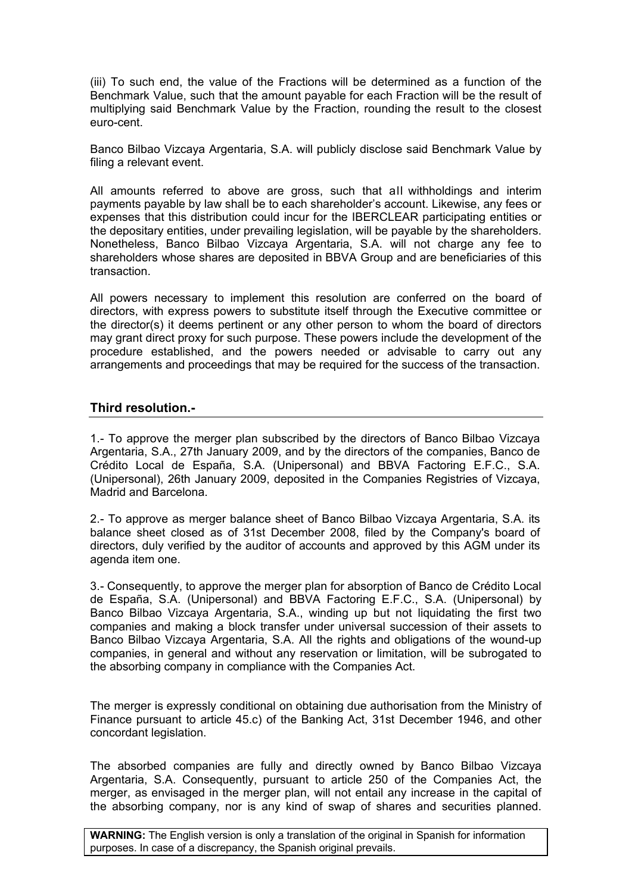(iii) To such end, the value of the Fractions will be determined as a function of the Benchmark Value, such that the amount payable for each Fraction will be the result of multiplying said Benchmark Value by the Fraction, rounding the result to the closest euro-cent.

Banco Bilbao Vizcaya Argentaria, S.A. will publicly disclose said Benchmark Value by filing a relevant event.

All amounts referred to above are gross, such that all withholdings and interim payments payable by law shall be to each shareholder's account. Likewise, any fees or expenses that this distribution could incur for the IBERCLEAR participating entities or the depositary entities, under prevailing legislation, will be payable by the shareholders. Nonetheless, Banco Bilbao Vizcaya Argentaria, S.A. will not charge any fee to shareholders whose shares are deposited in BBVA Group and are beneficiaries of this transaction.

All powers necessary to implement this resolution are conferred on the board of directors, with express powers to substitute itself through the Executive committee or the director(s) it deems pertinent or any other person to whom the board of directors may grant direct proxy for such purpose. These powers include the development of the procedure established, and the powers needed or advisable to carry out any arrangements and proceedings that may be required for the success of the transaction.

## Third resolution.-

1.- To approve the merger plan subscribed by the directors of Banco Bilbao Vizcaya Argentaria, S.A., 27th January 2009, and by the directors of the companies, Banco de Crédito Local de España, S.A. (Unipersonal) and BBVA Factoring E.F.C., S.A. (Unipersonal), 26th January 2009, deposited in the Companies Registries of Vizcaya, Madrid and Barcelona.

2.- To approve as merger balance sheet of Banco Bilbao Vizcaya Argentaria, S.A. its balance sheet closed as of 31st December 2008, filed by the Company's board of directors, duly verified by the auditor of accounts and approved by this AGM under its agenda item one.

3.- Consequently, to approve the merger plan for absorption of Banco de Crédito Local de España, S.A. (Unipersonal) and BBVA Factoring E.F.C., S.A. (Unipersonal) by Banco Bilbao Vizcaya Argentaria, S.A., winding up but not liquidating the first two companies and making a block transfer under universal succession of their assets to Banco Bilbao Vizcaya Argentaria, S.A. All the rights and obligations of the wound-up companies, in general and without any reservation or limitation, will be subrogated to the absorbing company in compliance with the Companies Act.

The merger is expressly conditional on obtaining due authorisation from the Ministry of Finance pursuant to article 45.c) of the Banking Act, 31st December 1946, and other concordant legislation.

The absorbed companies are fully and directly owned by Banco Bilbao Vizcaya Argentaria, S.A. Consequently, pursuant to article 250 of the Companies Act, the merger, as envisaged in the merger plan, will not entail any increase in the capital of the absorbing company, nor is any kind of swap of shares and securities planned.

**WARNING:** The English version is only a translation of the original in Spanish for information purposes. In case of a discrepancy, the Spanish original prevails.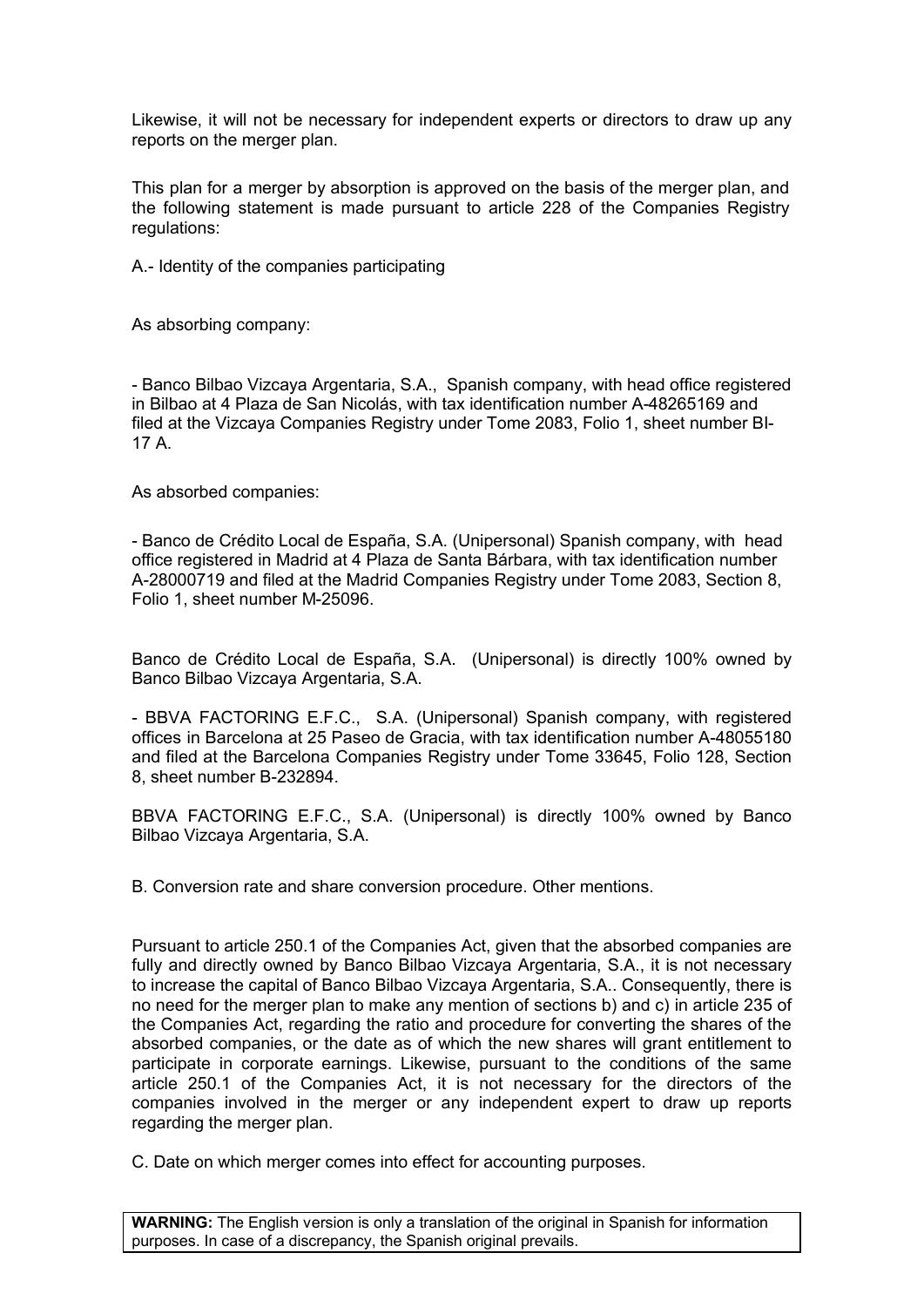Likewise, it will not be necessary for independent experts or directors to draw up any reports on the merger plan.

This plan for a merger by absorption is approved on the basis of the merger plan, and the following statement is made pursuant to article 228 of the Companies Registry regulations:

A.- Identity of the companies participating

As absorbing company:

- Banco Bilbao Vizcaya Argentaria, S.A., Spanish company, with head office registered in Bilbao at 4 Plaza de San Nicolás, with tax identification number A-48265169 and filed at the Vizcaya Companies Registry under Tome 2083, Folio 1, sheet number BI-17 A.

As absorbed companies:

- Banco de Crédito Local de España, S.A. (Unipersonal) Spanish company, with head office registered in Madrid at 4 Plaza de Santa Bárbara, with tax identification number A-28000719 and filed at the Madrid Companies Registry under Tome 2083, Section 8, Folio 1, sheet number M-25096.

Banco de Crédito Local de España, S.A. (Unipersonal) is directly 100% owned by Banco Bilbao Vizcaya Argentaria, S.A.

- BBVA FACTORING E.F.C., S.A. (Unipersonal) Spanish company, with registered offices in Barcelona at 25 Paseo de Gracia, with tax identification number A-48055180 and filed at the Barcelona Companies Registry under Tome 33645, Folio 128, Section 8, sheet number B-232894.

BBVA FACTORING E.F.C., S.A. (Unipersonal) is directly 100% owned by Banco Bilbao Vizcaya Argentaria, S.A.

B. Conversion rate and share conversion procedure. Other mentions.

Pursuant to article 250.1 of the Companies Act, given that the absorbed companies are fully and directly owned by Banco Bilbao Vizcaya Argentaria, S.A., it is not necessary to increase the capital of Banco Bilbao Vizcaya Argentaria, S.A.. Consequently, there is no need for the merger plan to make any mention of sections b) and c) in article 235 of the Companies Act, regarding the ratio and procedure for converting the shares of the absorbed companies, or the date as of which the new shares will grant entitlement to participate in corporate earnings. Likewise, pursuant to the conditions of the same article 250.1 of the Companies Act, it is not necessary for the directors of the companies involved in the merger or any independent expert to draw up reports regarding the merger plan.

C. Date on which merger comes into effect for accounting purposes.

**WARNING:** The English version is only a translation of the original in Spanish for information purposes. In case of a discrepancy, the Spanish original prevails.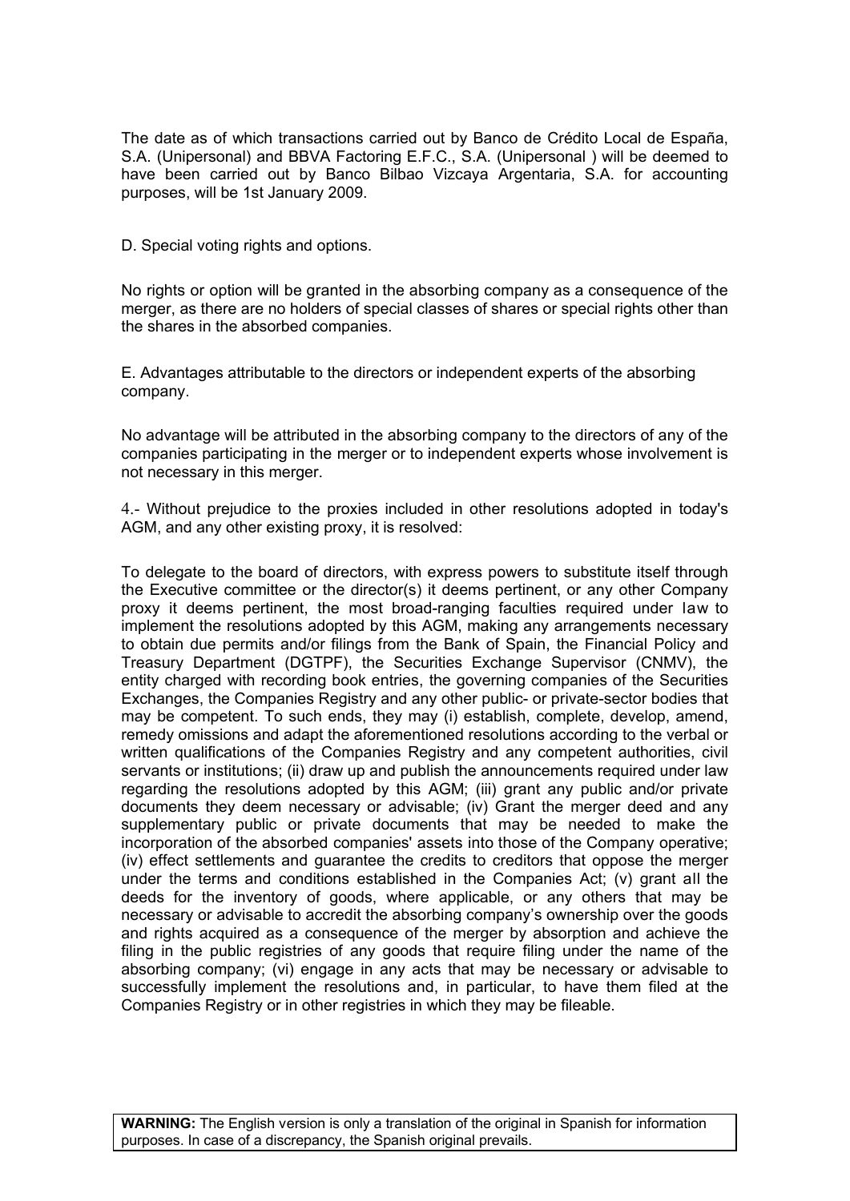The date as of which transactions carried out by Banco de Crédito Local de España, S.A. (Unipersonal) and BBVA Factoring E.F.C., S.A. (Unipersonal ) will be deemed to have been carried out by Banco Bilbao Vizcaya Argentaria, S.A. for accounting purposes, will be 1st January 2009.

D. Special voting rights and options.

No rights or option will be granted in the absorbing company as a consequence of the merger, as there are no holders of special classes of shares or special rights other than the shares in the absorbed companies.

E. Advantages attributable to the directors or independent experts of the absorbing company.

No advantage will be attributed in the absorbing company to the directors of any of the companies participating in the merger or to independent experts whose involvement is not necessary in this merger.

4.- Without prejudice to the proxies included in other resolutions adopted in today's AGM, and any other existing proxy, it is resolved:

To delegate to the board of directors, with express powers to substitute itself through the Executive committee or the director(s) it deems pertinent, or any other Company proxy it deems pertinent, the most broad-ranging faculties required under law to implement the resolutions adopted by this AGM, making any arrangements necessary to obtain due permits and/or filings from the Bank of Spain, the Financial Policy and Treasury Department (DGTPF), the Securities Exchange Supervisor (CNMV), the entity charged with recording book entries, the governing companies of the Securities Exchanges, the Companies Registry and any other public- or private-sector bodies that may be competent. To such ends, they may (i) establish, complete, develop, amend, remedy omissions and adapt the aforementioned resolutions according to the verbal or written qualifications of the Companies Registry and any competent authorities, civil servants or institutions; (ii) draw up and publish the announcements required under law regarding the resolutions adopted by this AGM; (iii) grant any public and/or private documents they deem necessary or advisable; (iv) Grant the merger deed and any supplementary public or private documents that may be needed to make the incorporation of the absorbed companies' assets into those of the Company operative; (iv) effect settlements and guarantee the credits to creditors that oppose the merger under the terms and conditions established in the Companies Act; (v) grant all the deeds for the inventory of goods, where applicable, or any others that may be necessary or advisable to accredit the absorbing company's ownership over the goods and rights acquired as a consequence of the merger by absorption and achieve the filing in the public registries of any goods that require filing under the name of the absorbing company; (vi) engage in any acts that may be necessary or advisable to successfully implement the resolutions and, in particular, to have them filed at the Companies Registry or in other registries in which they may be fileable.

**WARNING:** The English version is only a translation of the original in Spanish for information purposes. In case of a discrepancy, the Spanish original prevails.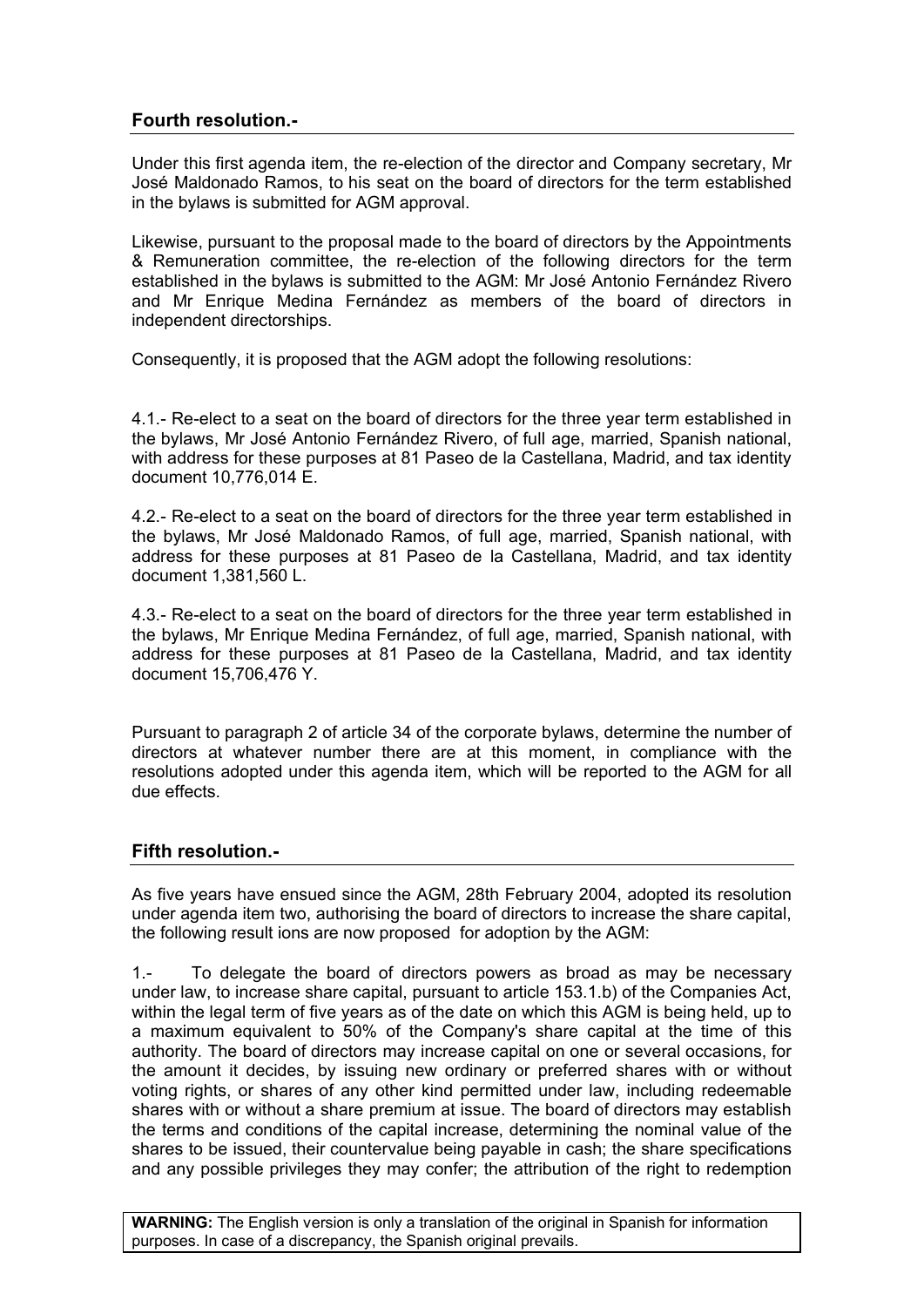## Fourth resolution.-

Under this first agenda item, the re-election of the director and Company secretary, Mr José Maldonado Ramos, to his seat on the board of directors for the term established in the bylaws is submitted for AGM approval.

Likewise, pursuant to the proposal made to the board of directors by the Appointments & Remuneration committee, the re-election of the following directors for the term established in the bylaws is submitted to the AGM: Mr José Antonio Fernández Rivero and Mr Enrique Medina Fernández as members of the board of directors in independent directorships.

Consequently, it is proposed that the AGM adopt the following resolutions:

4.1.- Re-elect to a seat on the board of directors for the three year term established in the bylaws, Mr José Antonio Fernández Rivero, of full age, married, Spanish national, with address for these purposes at 81 Paseo de la Castellana, Madrid, and tax identity document 10,776,014 E.

4.2.- Re-elect to a seat on the board of directors for the three year term established in the bylaws, Mr José Maldonado Ramos, of full age, married, Spanish national, with address for these purposes at 81 Paseo de la Castellana, Madrid, and tax identity document 1,381,560 L.

4.3.- Re-elect to a seat on the board of directors for the three year term established in the bylaws, Mr Enrique Medina Fernández, of full age, married, Spanish national, with address for these purposes at 81 Paseo de la Castellana, Madrid, and tax identity document 15,706,476 Y.

Pursuant to paragraph 2 of article 34 of the corporate bylaws, determine the number of directors at whatever number there are at this moment, in compliance with the resolutions adopted under this agenda item, which will be reported to the AGM for all due effects.

## Fifth resolution.-

As five years have ensued since the AGM, 28th February 2004, adopted its resolution under agenda item two, authorising the board of directors to increase the share capital, the following result ions are now proposed for adoption by the AGM:

1.- To delegate the board of directors powers as broad as may be necessary under law, to increase share capital, pursuant to article 153.1.b) of the Companies Act, within the legal term of five years as of the date on which this AGM is being held, up to a maximum equivalent to 50% of the Company's share capital at the time of this authority. The board of directors may increase capital on one or several occasions, for the amount it decides, by issuing new ordinary or preferred shares with or without voting rights, or shares of any other kind permitted under law, including redeemable shares with or without a share premium at issue. The board of directors may establish the terms and conditions of the capital increase, determining the nominal value of the shares to be issued, their countervalue being payable in cash; the share specifications and any possible privileges they may confer; the attribution of the right to redemption

**WARNING:** The English version is only a translation of the original in Spanish for information purposes. In case of a discrepancy, the Spanish original prevails.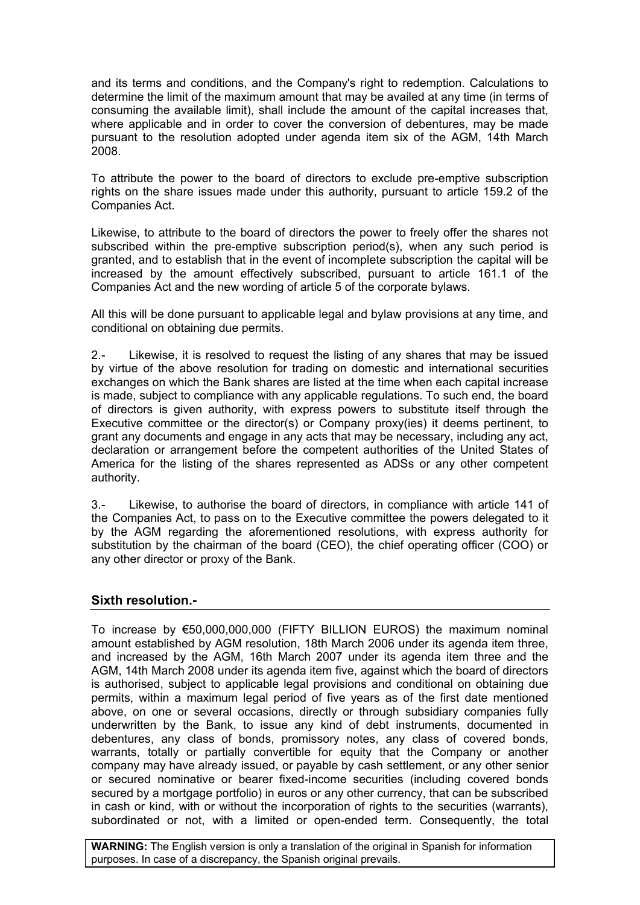and its terms and conditions, and the Company's right to redemption. Calculations to determine the limit of the maximum amount that may be availed at any time (in terms of consuming the available limit), shall include the amount of the capital increases that, where applicable and in order to cover the conversion of debentures, may be made pursuant to the resolution adopted under agenda item six of the AGM, 14th March 2008.

To attribute the power to the board of directors to exclude pre-emptive subscription rights on the share issues made under this authority, pursuant to article 159.2 of the Companies Act.

Likewise, to attribute to the board of directors the power to freely offer the shares not subscribed within the pre-emptive subscription period(s), when any such period is granted, and to establish that in the event of incomplete subscription the capital will be increased by the amount effectively subscribed, pursuant to article 161.1 of the Companies Act and the new wording of article 5 of the corporate bylaws.

All this will be done pursuant to applicable legal and bylaw provisions at any time, and conditional on obtaining due permits.

2.- Likewise, it is resolved to request the listing of any shares that may be issued by virtue of the above resolution for trading on domestic and international securities exchanges on which the Bank shares are listed at the time when each capital increase is made, subject to compliance with any applicable regulations. To such end, the board of directors is given authority, with express powers to substitute itself through the Executive committee or the director(s) or Company proxy(ies) it deems pertinent, to grant any documents and engage in any acts that may be necessary, including any act, declaration or arrangement before the competent authorities of the United States of America for the listing of the shares represented as ADSs or any other competent authority.

3.- Likewise, to authorise the board of directors, in compliance with article 141 of the Companies Act, to pass on to the Executive committee the powers delegated to it by the AGM regarding the aforementioned resolutions, with express authority for substitution by the chairman of the board (CEO), the chief operating officer (COO) or any other director or proxy of the Bank.

## Sixth resolution.-

To increase by €50,000,000,000 (FIFTY BILLION EUROS) the maximum nominal amount established by AGM resolution, 18th March 2006 under its agenda item three, and increased by the AGM, 16th March 2007 under its agenda item three and the AGM, 14th March 2008 under its agenda item five, against which the board of directors is authorised, subject to applicable legal provisions and conditional on obtaining due permits, within a maximum legal period of five years as of the first date mentioned above, on one or several occasions, directly or through subsidiary companies fully underwritten by the Bank, to issue any kind of debt instruments, documented in debentures, any class of bonds, promissory notes, any class of covered bonds, warrants, totally or partially convertible for equity that the Company or another company may have already issued, or payable by cash settlement, or any other senior or secured nominative or bearer fixed-income securities (including covered bonds secured by a mortgage portfolio) in euros or any other currency, that can be subscribed in cash or kind, with or without the incorporation of rights to the securities (warrants), subordinated or not, with a limited or open-ended term. Consequently, the total

**WARNING:** The English version is only a translation of the original in Spanish for information purposes. In case of a discrepancy, the Spanish original prevails.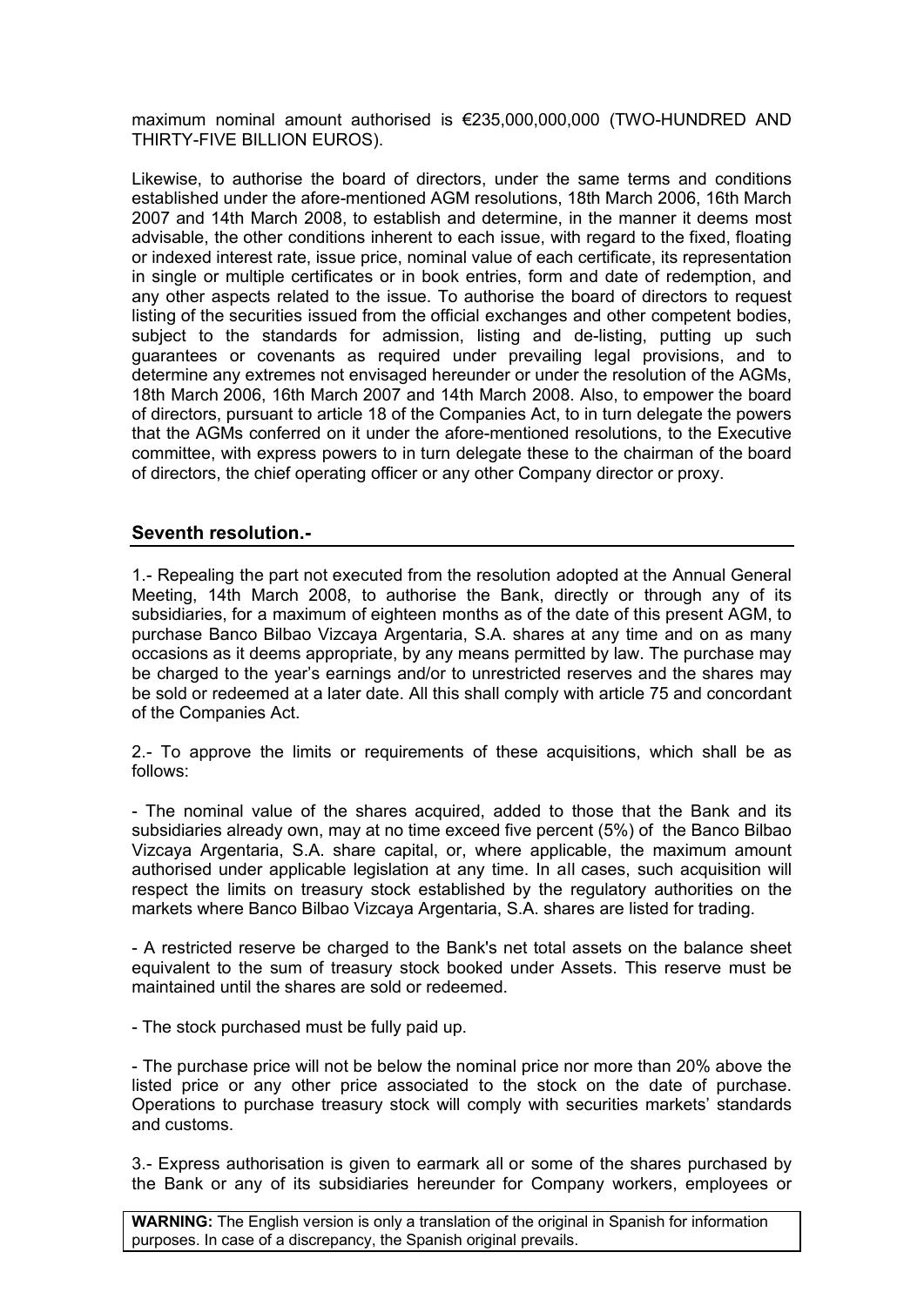maximum nominal amount authorised is €235,000,000,000 (TWO-HUNDRED AND THIRTY-FIVE BILLION EUROS).

Likewise, to authorise the board of directors, under the same terms and conditions established under the afore-mentioned AGM resolutions, 18th March 2006, 16th March 2007 and 14th March 2008, to establish and determine, in the manner it deems most advisable, the other conditions inherent to each issue, with regard to the fixed, floating or indexed interest rate, issue price, nominal value of each certificate, its representation in single or multiple certificates or in book entries, form and date of redemption, and any other aspects related to the issue. To authorise the board of directors to request listing of the securities issued from the official exchanges and other competent bodies, subject to the standards for admission, listing and de-listing, putting up such guarantees or covenants as required under prevailing legal provisions, and to determine any extremes not envisaged hereunder or under the resolution of the AGMs, 18th March 2006, 16th March 2007 and 14th March 2008. Also, to empower the board of directors, pursuant to article 18 of the Companies Act, to in turn delegate the powers that the AGMs conferred on it under the afore-mentioned resolutions, to the Executive committee, with express powers to in turn delegate these to the chairman of the board of directors, the chief operating officer or any other Company director or proxy.

## Seventh resolution.-

1.- Repealing the part not executed from the resolution adopted at the Annual General Meeting, 14th March 2008, to authorise the Bank, directly or through any of its subsidiaries, for a maximum of eighteen months as of the date of this present AGM, to purchase Banco Bilbao Vizcaya Argentaria, S.A. shares at any time and on as many occasions as it deems appropriate, by any means permitted by law. The purchase may be charged to the year's earnings and/or to unrestricted reserves and the shares may be sold or redeemed at a later date. All this shall comply with article 75 and concordant of the Companies Act.

2.- To approve the limits or requirements of these acquisitions, which shall be as follows:

- The nominal value of the shares acquired, added to those that the Bank and its subsidiaries already own, may at no time exceed five percent (5%) of the Banco Bilbao Vizcaya Argentaria, S.A. share capital, or, where applicable, the maximum amount authorised under applicable legislation at any time. In all cases, such acquisition will respect the limits on treasury stock established by the regulatory authorities on the markets where Banco Bilbao Vizcaya Argentaria, S.A. shares are listed for trading.

- A restricted reserve be charged to the Bank's net total assets on the balance sheet equivalent to the sum of treasury stock booked under Assets. This reserve must be maintained until the shares are sold or redeemed.

- The stock purchased must be fully paid up.

- The purchase price will not be below the nominal price nor more than 20% above the listed price or any other price associated to the stock on the date of purchase. Operations to purchase treasury stock will comply with securities markets' standards and customs.

3.- Express authorisation is given to earmark all or some of the shares purchased by the Bank or any of its subsidiaries hereunder for Company workers, employees or

**WARNING:** The English version is only a translation of the original in Spanish for information purposes. In case of a discrepancy, the Spanish original prevails.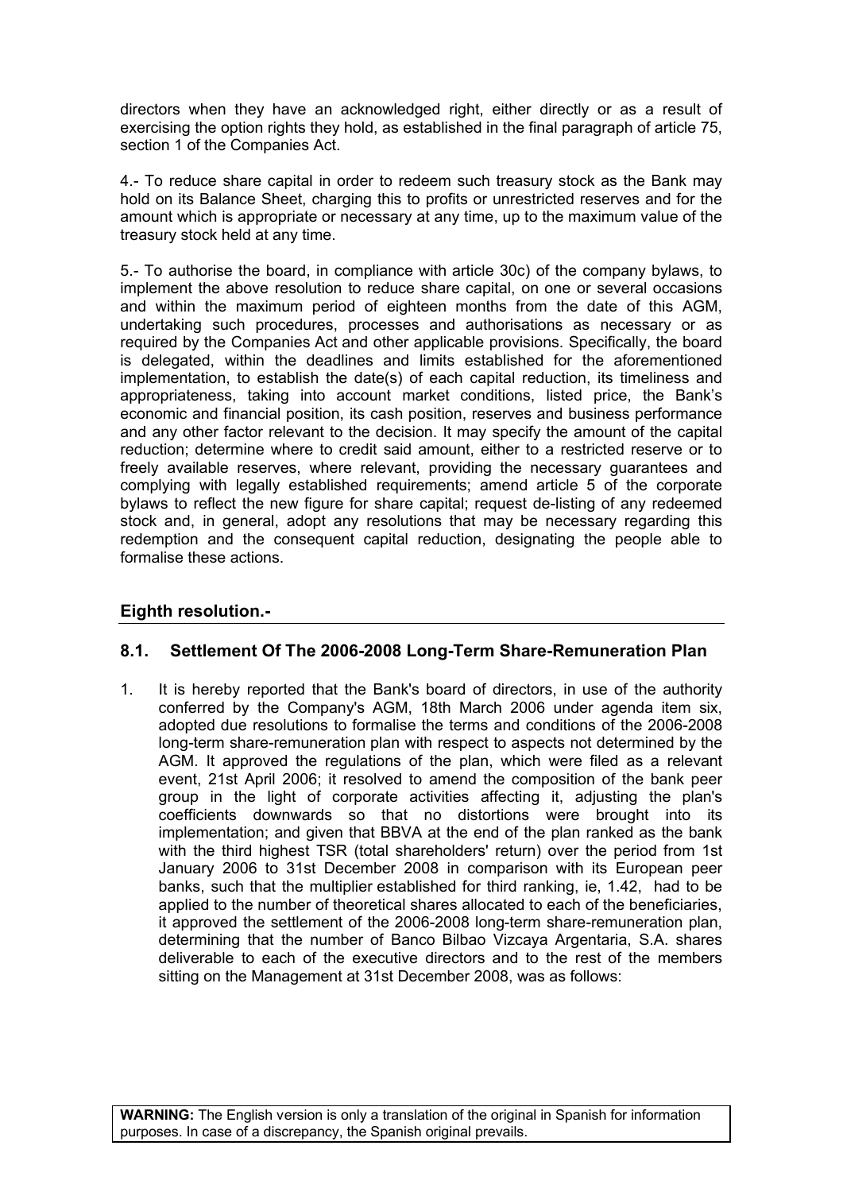directors when they have an acknowledged right, either directly or as a result of exercising the option rights they hold, as established in the final paragraph of article 75, section 1 of the Companies Act.

4.- To reduce share capital in order to redeem such treasury stock as the Bank may hold on its Balance Sheet, charging this to profits or unrestricted reserves and for the amount which is appropriate or necessary at any time, up to the maximum value of the treasury stock held at any time.

5.- To authorise the board, in compliance with article 30c) of the company bylaws, to implement the above resolution to reduce share capital, on one or several occasions and within the maximum period of eighteen months from the date of this AGM, undertaking such procedures, processes and authorisations as necessary or as required by the Companies Act and other applicable provisions. Specifically, the board is delegated, within the deadlines and limits established for the aforementioned implementation, to establish the date(s) of each capital reduction, its timeliness and appropriateness, taking into account market conditions, listed price, the Bank's economic and financial position, its cash position, reserves and business performance and any other factor relevant to the decision. It may specify the amount of the capital reduction; determine where to credit said amount, either to a restricted reserve or to freely available reserves, where relevant, providing the necessary guarantees and complying with legally established requirements; amend article 5 of the corporate bylaws to reflect the new figure for share capital; request de-listing of any redeemed stock and, in general, adopt any resolutions that may be necessary regarding this redemption and the consequent capital reduction, designating the people able to formalise these actions.

## Eighth resolution.-

### 8.1. Settlement Of The 2006-2008 Long-Term Share-Remuneration Plan

1. It is hereby reported that the Bank's board of directors, in use of the authority conferred by the Company's AGM, 18th March 2006 under agenda item six, adopted due resolutions to formalise the terms and conditions of the 2006-2008 long-term share-remuneration plan with respect to aspects not determined by the AGM. It approved the regulations of the plan, which were filed as a relevant event, 21st April 2006; it resolved to amend the composition of the bank peer group in the light of corporate activities affecting it, adjusting the plan's coefficients downwards so that no distortions were brought into its implementation; and given that BBVA at the end of the plan ranked as the bank with the third highest TSR (total shareholders' return) over the period from 1st January 2006 to 31st December 2008 in comparison with its European peer banks, such that the multiplier established for third ranking, ie, 1.42, had to be applied to the number of theoretical shares allocated to each of the beneficiaries, it approved the settlement of the 2006-2008 long-term share-remuneration plan, determining that the number of Banco Bilbao Vizcaya Argentaria, S.A. shares deliverable to each of the executive directors and to the rest of the members sitting on the Management at 31st December 2008, was as follows: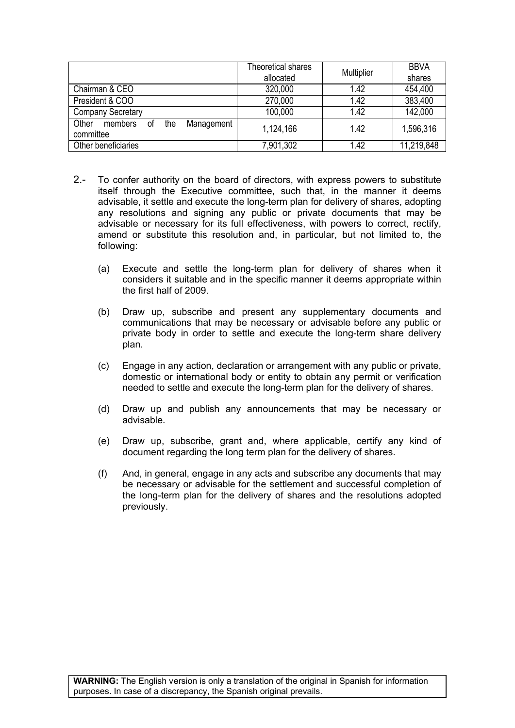| | Theoretical shares allocated | Multiplier | BBVA shares |
|---|---|---|---|
| Chairman & CEO | 320,000 | 1.42 | 454,400 |
| President & COO | 270,000 | 1.42 | 383,400 |
| Company Secretary | 100,000 | 1.42 | 142,000 |
| Other members of the Management committee | 1,124,166 | 1.42 | 1,596,316 |
| Other beneficiaries | 7,901,302 | 1.42 | 11,219,848 |

2.- To confer authority on the board of directors, with express powers to substitute itself through the Executive committee, such that, in the manner it deems advisable, it settle and execute the long-term plan for delivery of shares, adopting any resolutions and signing any public or private documents that may be advisable or necessary for its full effectiveness, with powers to correct, rectify, amend or substitute this resolution and, in particular, but not limited to, the following:

(a) Execute and settle the long-term plan for delivery of shares when it considers it suitable and in the specific manner it deems appropriate within the first half of 2009.

(b) Draw up, subscribe and present any supplementary documents and communications that may be necessary or advisable before any public or private body in order to settle and execute the long-term share delivery plan.

(c) Engage in any action, declaration or arrangement with any public or private, domestic or international body or entity to obtain any permit or verification needed to settle and execute the long-term plan for the delivery of shares.

(d) Draw up and publish any announcements that may be necessary or advisable.

(e) Draw up, subscribe, grant and, where applicable, certify any kind of document regarding the long term plan for the delivery of shares.

(f) And, in general, engage in any acts and subscribe any documents that may be necessary or advisable for the settlement and successful completion of the long-term plan for the delivery of shares and the resolutions adopted previously.

**WARNING:** The English version is only a translation of the original in Spanish for information purposes. In case of a discrepancy, the Spanish original prevails.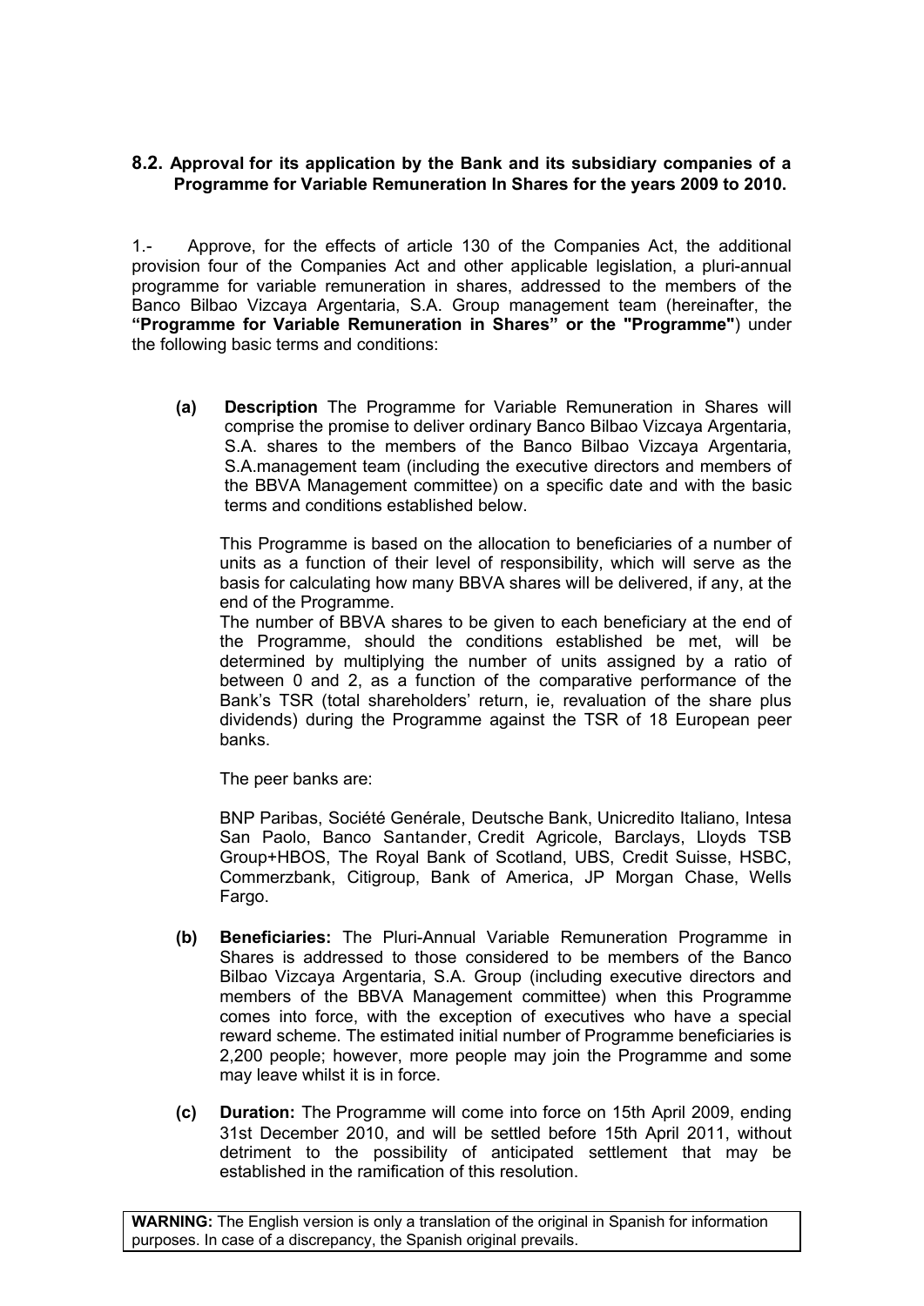## 8.2. Approval for its application by the Bank and its subsidiary companies of a Programme for Variable Remuneration In Shares for the years 2009 to 2010.

1.- Approve, for the effects of article 130 of the Companies Act, the additional provision four of the Companies Act and other applicable legislation, a pluri-annual programme for variable remuneration in shares, addressed to the members of the Banco Bilbao Vizcaya Argentaria, S.A. Group management team (hereinafter, the **"Programme for Variable Remuneration in Shares" or the "Programme"**) under the following basic terms and conditions:

**(a) Description** The Programme for Variable Remuneration in Shares will comprise the promise to deliver ordinary Banco Bilbao Vizcaya Argentaria, S.A. shares to the members of the Banco Bilbao Vizcaya Argentaria, S.A.management team (including the executive directors and members of the BBVA Management committee) on a specific date and with the basic terms and conditions established below.

This Programme is based on the allocation to beneficiaries of a number of units as a function of their level of responsibility, which will serve as the basis for calculating how many BBVA shares will be delivered, if any, at the end of the Programme.

The number of BBVA shares to be given to each beneficiary at the end of the Programme, should the conditions established be met, will be determined by multiplying the number of units assigned by a ratio of between 0 and 2, as a function of the comparative performance of the Bank's TSR (total shareholders' return, ie, revaluation of the share plus dividends) during the Programme against the TSR of 18 European peer banks.

The peer banks are:

BNP Paribas, Société Genérale, Deutsche Bank, Unicredito Italiano, Intesa San Paolo, Banco Santander, Credit Agricole, Barclays, Lloyds TSB Group+HBOS, The Royal Bank of Scotland, UBS, Credit Suisse, HSBC, Commerzbank, Citigroup, Bank of America, JP Morgan Chase, Wells Fargo.

**(b) Beneficiaries:** The Pluri-Annual Variable Remuneration Programme in Shares is addressed to those considered to be members of the Banco Bilbao Vizcaya Argentaria, S.A. Group (including executive directors and members of the BBVA Management committee) when this Programme comes into force, with the exception of executives who have a special reward scheme. The estimated initial number of Programme beneficiaries is 2,200 people; however, more people may join the Programme and some may leave whilst it is in force.

**(c) Duration:** The Programme will come into force on 15th April 2009, ending 31st December 2010, and will be settled before 15th April 2011, without detriment to the possibility of anticipated settlement that may be established in the ramification of this resolution.

**WARNING:** The English version is only a translation of the original in Spanish for information purposes. In case of a discrepancy, the Spanish original prevails.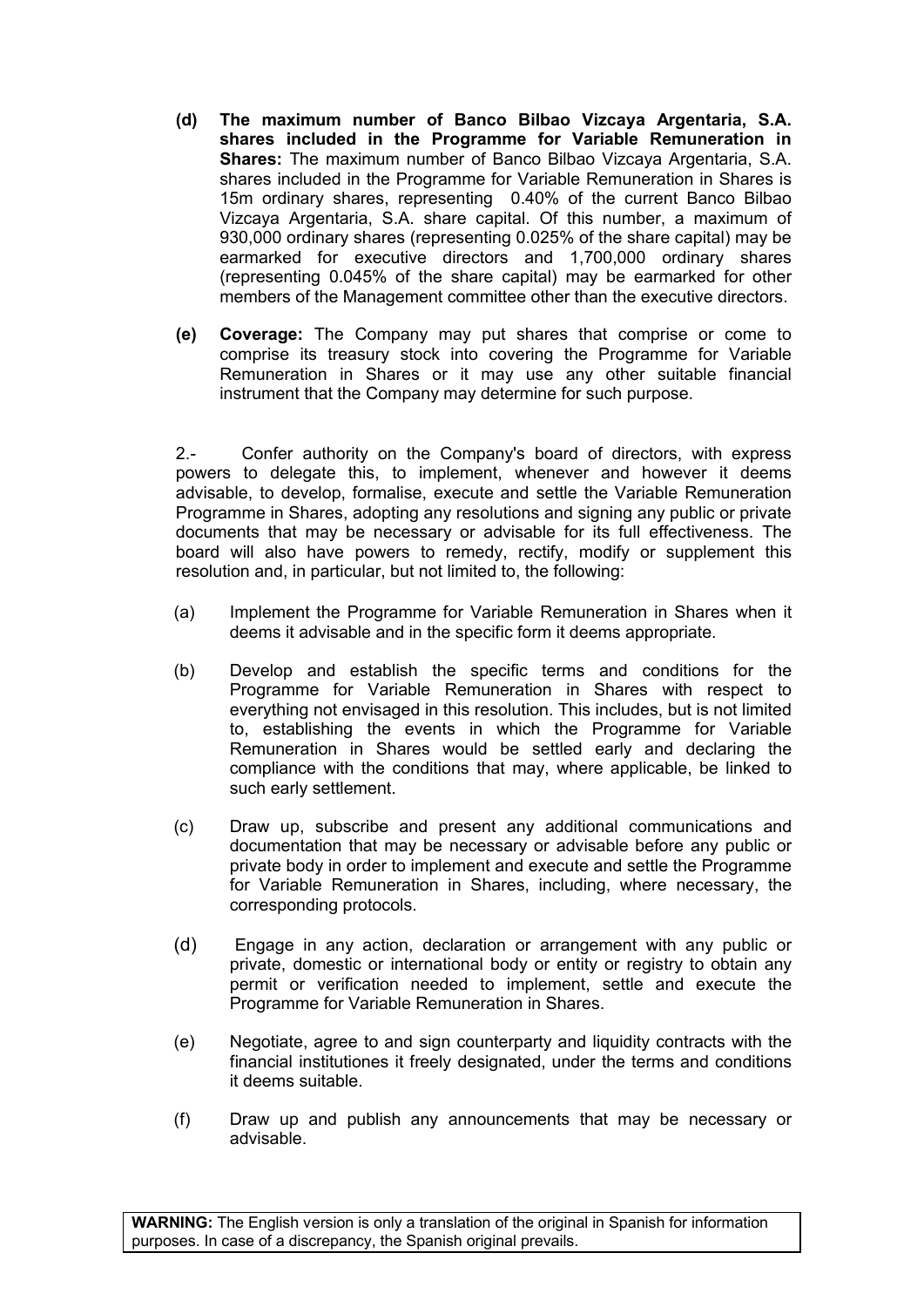**(d) The maximum number of Banco Bilbao Vizcaya Argentaria, S.A. shares included in the Programme for Variable Remuneration in Shares:** The maximum number of Banco Bilbao Vizcaya Argentaria, S.A. shares included in the Programme for Variable Remuneration in Shares is 15m ordinary shares, representing 0.40% of the current Banco Bilbao Vizcaya Argentaria, S.A. share capital. Of this number, a maximum of 930,000 ordinary shares (representing 0.025% of the share capital) may be earmarked for executive directors and 1,700,000 ordinary shares (representing 0.045% of the share capital) may be earmarked for other members of the Management committee other than the executive directors.

**(e) Coverage:** The Company may put shares that comprise or come to comprise its treasury stock into covering the Programme for Variable Remuneration in Shares or it may use any other suitable financial instrument that the Company may determine for such purpose.

2.- Confer authority on the Company's board of directors, with express powers to delegate this, to implement, whenever and however it deems advisable, to develop, formalise, execute and settle the Variable Remuneration Programme in Shares, adopting any resolutions and signing any public or private documents that may be necessary or advisable for its full effectiveness. The board will also have powers to remedy, rectify, modify or supplement this resolution and, in particular, but not limited to, the following:

(a) Implement the Programme for Variable Remuneration in Shares when it deems it advisable and in the specific form it deems appropriate.

(b) Develop and establish the specific terms and conditions for the Programme for Variable Remuneration in Shares with respect to everything not envisaged in this resolution. This includes, but is not limited to, establishing the events in which the Programme for Variable Remuneration in Shares would be settled early and declaring the compliance with the conditions that may, where applicable, be linked to such early settlement.

(c) Draw up, subscribe and present any additional communications and documentation that may be necessary or advisable before any public or private body in order to implement and execute and settle the Programme for Variable Remuneration in Shares, including, where necessary, the corresponding protocols.

(d) Engage in any action, declaration or arrangement with any public or private, domestic or international body or entity or registry to obtain any permit or verification needed to implement, settle and execute the Programme for Variable Remuneration in Shares.

(e) Negotiate, agree to and sign counterparty and liquidity contracts with the financial institutiones it freely designated, under the terms and conditions it deems suitable.

(f) Draw up and publish any announcements that may be necessary or advisable.

**WARNING:** The English version is only a translation of the original in Spanish for information purposes. In case of a discrepancy, the Spanish original prevails.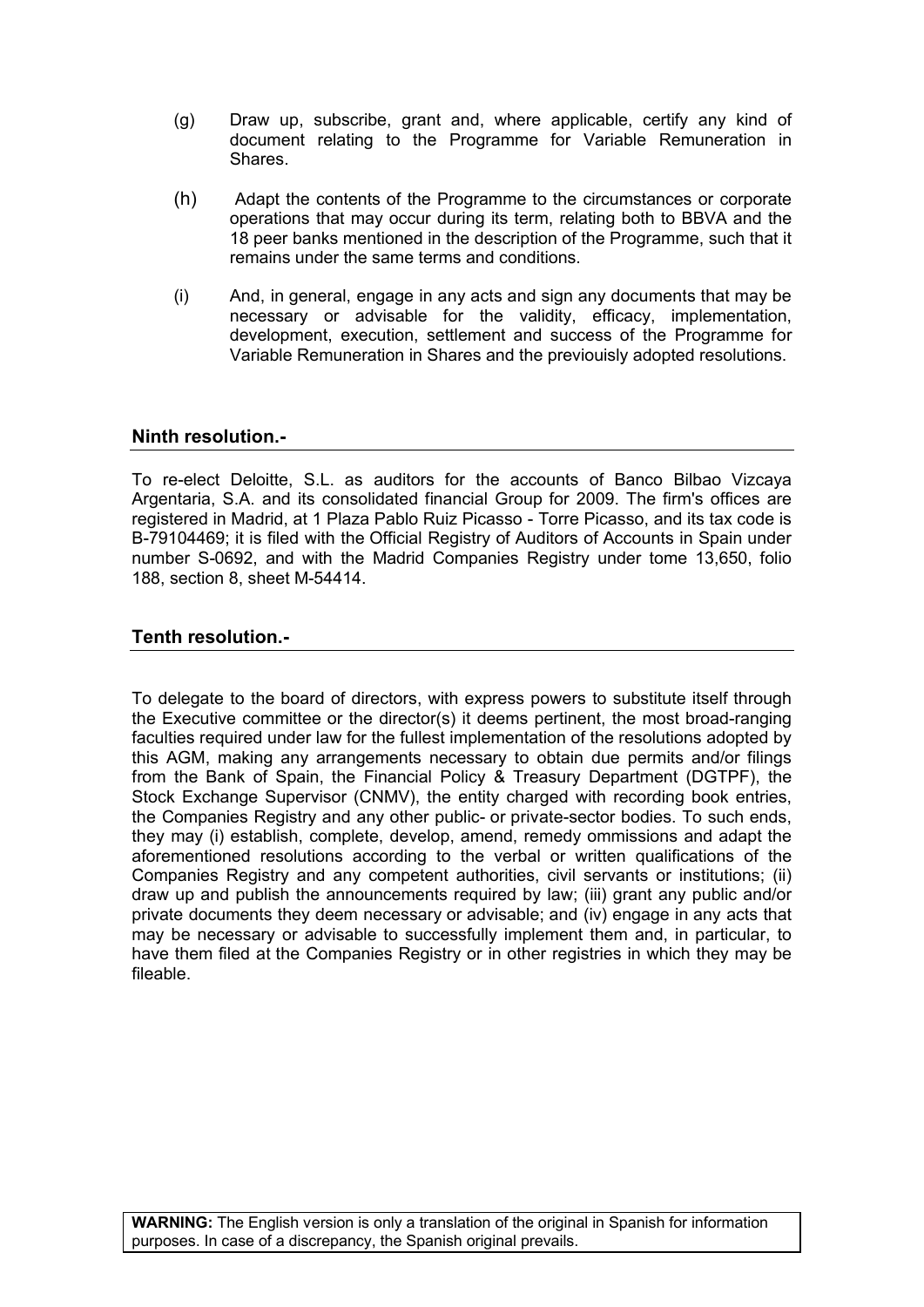(g) Draw up, subscribe, grant and, where applicable, certify any kind of document relating to the Programme for Variable Remuneration in Shares.

(h) Adapt the contents of the Programme to the circumstances or corporate operations that may occur during its term, relating both to BBVA and the 18 peer banks mentioned in the description of the Programme, such that it remains under the same terms and conditions.

(i) And, in general, engage in any acts and sign any documents that may be necessary or advisable for the validity, efficacy, implementation, development, execution, settlement and success of the Programme for Variable Remuneration in Shares and the previouisly adopted resolutions.

## Ninth resolution.-

To re-elect Deloitte, S.L. as auditors for the accounts of Banco Bilbao Vizcaya Argentaria, S.A. and its consolidated financial Group for 2009. The firm's offices are registered in Madrid, at 1 Plaza Pablo Ruiz Picasso - Torre Picasso, and its tax code is B-79104469; it is filed with the Official Registry of Auditors of Accounts in Spain under number S-0692, and with the Madrid Companies Registry under tome 13,650, folio 188, section 8, sheet M-54414.

## Tenth resolution.-

To delegate to the board of directors, with express powers to substitute itself through the Executive committee or the director(s) it deems pertinent, the most broad-ranging faculties required under law for the fullest implementation of the resolutions adopted by this AGM, making any arrangements necessary to obtain due permits and/or filings from the Bank of Spain, the Financial Policy & Treasury Department (DGTPF), the Stock Exchange Supervisor (CNMV), the entity charged with recording book entries, the Companies Registry and any other public- or private-sector bodies. To such ends, they may (i) establish, complete, develop, amend, remedy ommissions and adapt the aforementioned resolutions according to the verbal or written qualifications of the Companies Registry and any competent authorities, civil servants or institutions; (ii) draw up and publish the announcements required by law; (iii) grant any public and/or private documents they deem necessary or advisable; and (iv) engage in any acts that may be necessary or advisable to successfully implement them and, in particular, to have them filed at the Companies Registry or in other registries in which they may be fileable.

**WARNING:** The English version is only a translation of the original in Spanish for information purposes. In case of a discrepancy, the Spanish original prevails.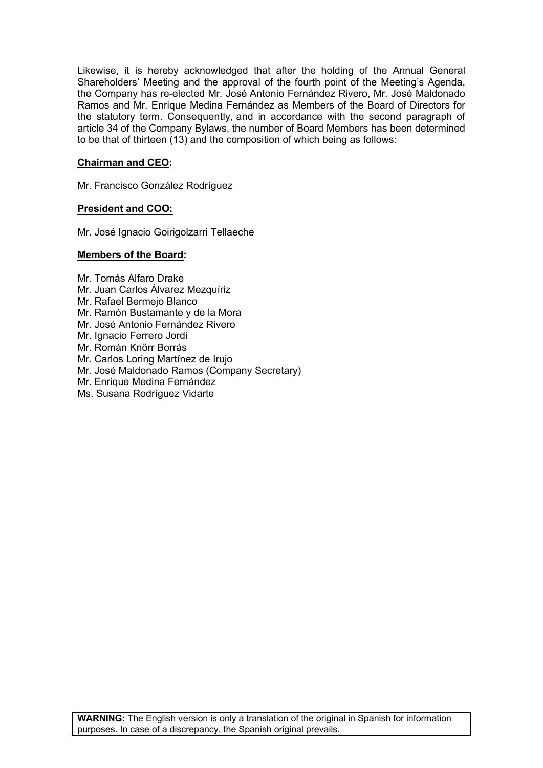Likewise, it is hereby acknowledged that after the holding of the Annual General Shareholders' Meeting and the approval of the fourth point of the Meeting's Agenda, the Company has re-elected Mr. José Antonio Fernández Rivero, Mr. José Maldonado Ramos and Mr. Enrique Medina Fernández as Members of the Board of Directors for the statutory term. Consequently, and in accordance with the second paragraph of article 34 of the Company Bylaws, the number of Board Members has been determined to be that of thirteen (13) and the composition of which being as follows:

**Chairman and CEO:**

Mr. Francisco González Rodríguez

**President and COO:**

Mr. José Ignacio Goirigolzarri Tellaeche

**Members of the Board:**

Mr. Tomás Alfaro Drake
Mr. Juan Carlos Álvarez Mezquíriz
Mr. Rafael Bermejo Blanco
Mr. Ramón Bustamante y de la Mora
Mr. José Antonio Fernández Rivero
Mr. Ignacio Ferrero Jordi
Mr. Román Knörr Borrás
Mr. Carlos Loring Martínez de Irujo
Mr. José Maldonado Ramos (Company Secretary)
Mr. Enrique Medina Fernández
Ms. Susana Rodríguez Vidarte

**WARNING:** The English version is only a translation of the original in Spanish for information purposes. In case of a discrepancy, the Spanish original prevails.